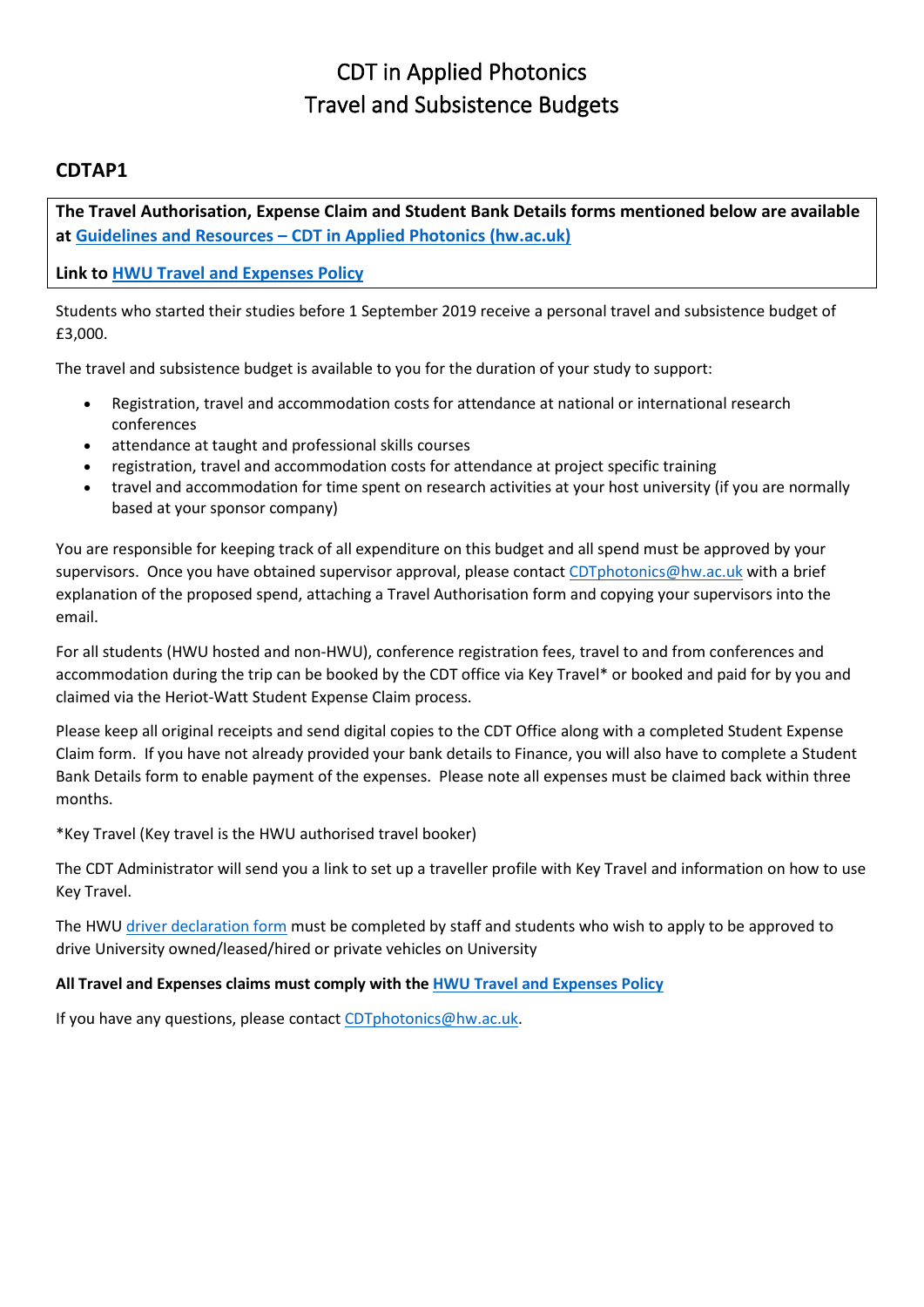# CDT in Applied Photonics
# Travel and Subsistence Budgets

## CDTAP1

**The Travel Authorisation, Expense Claim and Student Bank Details forms mentioned below are available at [Guidelines and Resources – CDT in Applied Photonics (hw.ac.uk)]**

**Link to [HWU Travel and Expenses Policy]**

Students who started their studies before 1 September 2019 receive a personal travel and subsistence budget of £3,000.

The travel and subsistence budget is available to you for the duration of your study to support:

- Registration, travel and accommodation costs for attendance at national or international research conferences
- attendance at taught and professional skills courses
- registration, travel and accommodation costs for attendance at project specific training
- travel and accommodation for time spent on research activities at your host university (if you are normally based at your sponsor company)

You are responsible for keeping track of all expenditure on this budget and all spend must be approved by your supervisors. Once you have obtained supervisor approval, please contact CDTphotonics@hw.ac.uk with a brief explanation of the proposed spend, attaching a Travel Authorisation form and copying your supervisors into the email.

For all students (HWU hosted and non-HWU), conference registration fees, travel to and from conferences and accommodation during the trip can be booked by the CDT office via Key Travel* or booked and paid for by you and claimed via the Heriot-Watt Student Expense Claim process.

Please keep all original receipts and send digital copies to the CDT Office along with a completed Student Expense Claim form. If you have not already provided your bank details to Finance, you will also have to complete a Student Bank Details form to enable payment of the expenses. Please note all expenses must be claimed back within three months.

*Key Travel (Key travel is the HWU authorised travel booker)

The CDT Administrator will send you a link to set up a traveller profile with Key Travel and information on how to use Key Travel.

The HWU driver declaration form must be completed by staff and students who wish to apply to be approved to drive University owned/leased/hired or private vehicles on University

**All Travel and Expenses claims must comply with the [HWU Travel and Expenses Policy]**

If you have any questions, please contact CDTphotonics@hw.ac.uk.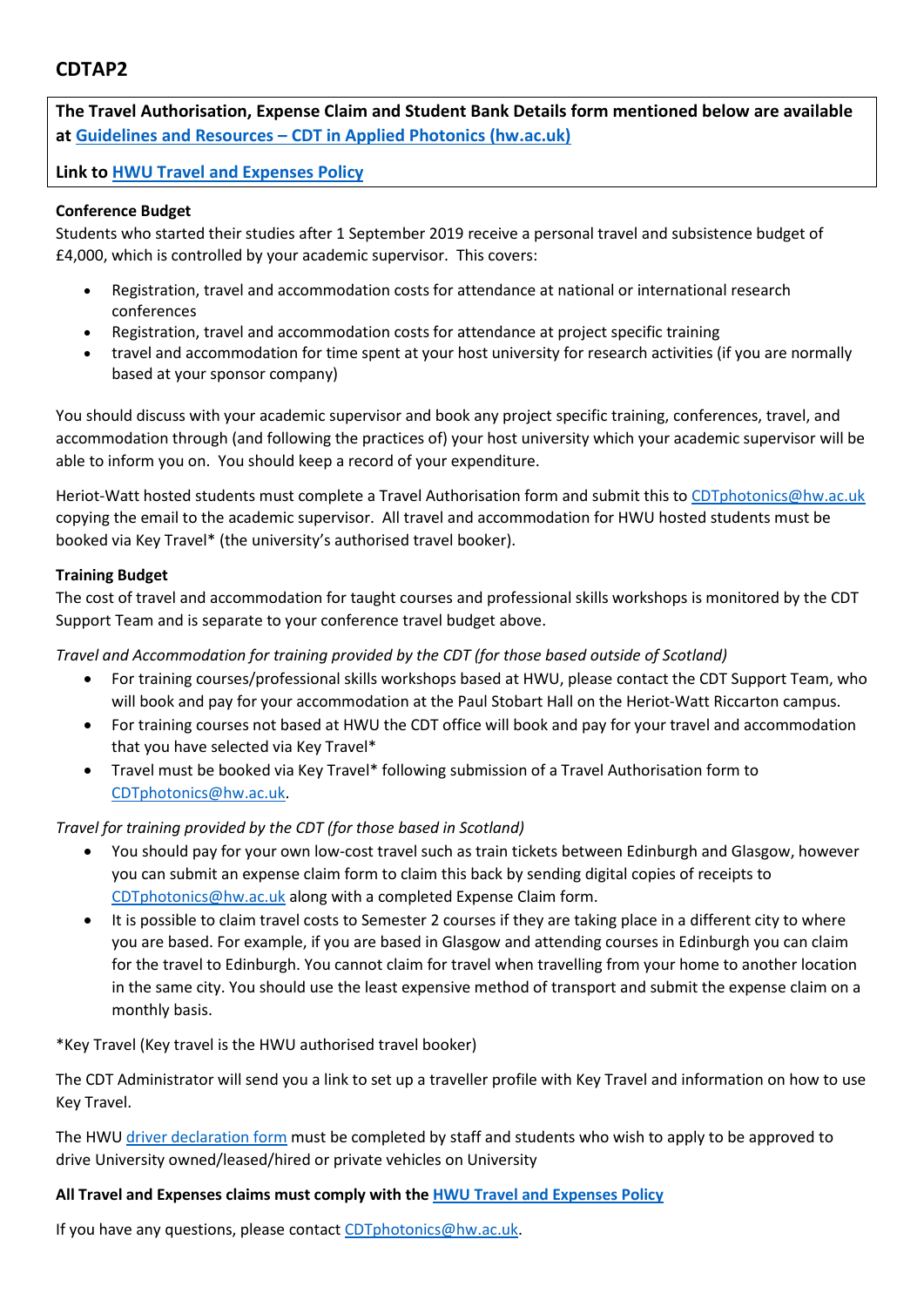## CDTAP2

**The Travel Authorisation, Expense Claim and Student Bank Details form mentioned below are available at [Guidelines and Resources – CDT in Applied Photonics (hw.ac.uk)]()**

**Link to [HWU Travel and Expenses Policy]()**

**Conference Budget**

Students who started their studies after 1 September 2019 receive a personal travel and subsistence budget of £4,000, which is controlled by your academic supervisor. This covers:

- Registration, travel and accommodation costs for attendance at national or international research conferences
- Registration, travel and accommodation costs for attendance at project specific training
- travel and accommodation for time spent at your host university for research activities (if you are normally based at your sponsor company)

You should discuss with your academic supervisor and book any project specific training, conferences, travel, and accommodation through (and following the practices of) your host university which your academic supervisor will be able to inform you on. You should keep a record of your expenditure.

Heriot-Watt hosted students must complete a Travel Authorisation form and submit this to CDTphotonics@hw.ac.uk copying the email to the academic supervisor. All travel and accommodation for HWU hosted students must be booked via Key Travel* (the university's authorised travel booker).

**Training Budget**

The cost of travel and accommodation for taught courses and professional skills workshops is monitored by the CDT Support Team and is separate to your conference travel budget above.

*Travel and Accommodation for training provided by the CDT (for those based outside of Scotland)*

- For training courses/professional skills workshops based at HWU, please contact the CDT Support Team, who will book and pay for your accommodation at the Paul Stobart Hall on the Heriot-Watt Riccarton campus.
- For training courses not based at HWU the CDT office will book and pay for your travel and accommodation that you have selected via Key Travel*
- Travel must be booked via Key Travel* following submission of a Travel Authorisation form to CDTphotonics@hw.ac.uk.

*Travel for training provided by the CDT (for those based in Scotland)*

- You should pay for your own low-cost travel such as train tickets between Edinburgh and Glasgow, however you can submit an expense claim form to claim this back by sending digital copies of receipts to CDTphotonics@hw.ac.uk along with a completed Expense Claim form.
- It is possible to claim travel costs to Semester 2 courses if they are taking place in a different city to where you are based. For example, if you are based in Glasgow and attending courses in Edinburgh you can claim for the travel to Edinburgh. You cannot claim for travel when travelling from your home to another location in the same city. You should use the least expensive method of transport and submit the expense claim on a monthly basis.

*Key Travel (Key travel is the HWU authorised travel booker)

The CDT Administrator will send you a link to set up a traveller profile with Key Travel and information on how to use Key Travel.

The HWU [driver declaration form]() must be completed by staff and students who wish to apply to be approved to drive University owned/leased/hired or private vehicles on University

**All Travel and Expenses claims must comply with the [HWU Travel and Expenses Policy]()**

If you have any questions, please contact CDTphotonics@hw.ac.uk.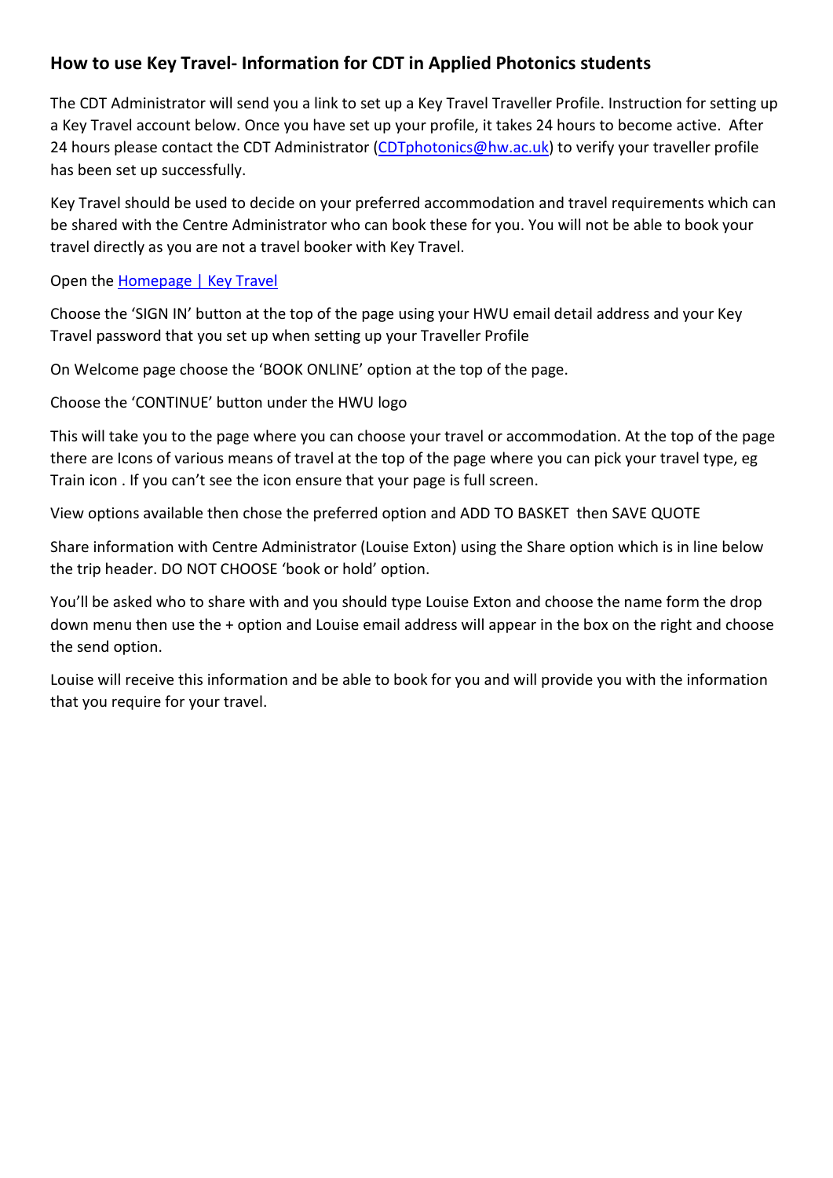## How to use Key Travel- Information for CDT in Applied Photonics students

The CDT Administrator will send you a link to set up a Key Travel Traveller Profile. Instruction for setting up a Key Travel account below. Once you have set up your profile, it takes 24 hours to become active. After 24 hours please contact the CDT Administrator (CDTphotonics@hw.ac.uk) to verify your traveller profile has been set up successfully.

Key Travel should be used to decide on your preferred accommodation and travel requirements which can be shared with the Centre Administrator who can book these for you. You will not be able to book your travel directly as you are not a travel booker with Key Travel.

Open the Homepage | Key Travel

Choose the 'SIGN IN' button at the top of the page using your HWU email detail address and your Key Travel password that you set up when setting up your Traveller Profile

On Welcome page choose the 'BOOK ONLINE' option at the top of the page.

Choose the 'CONTINUE' button under the HWU logo

This will take you to the page where you can choose your travel or accommodation. At the top of the page there are Icons of various means of travel at the top of the page where you can pick your travel type, eg Train icon . If you can't see the icon ensure that your page is full screen.

View options available then chose the preferred option and ADD TO BASKET then SAVE QUOTE

Share information with Centre Administrator (Louise Exton) using the Share option which is in line below the trip header. DO NOT CHOOSE 'book or hold' option.

You'll be asked who to share with and you should type Louise Exton and choose the name form the drop down menu then use the + option and Louise email address will appear in the box on the right and choose the send option.

Louise will receive this information and be able to book for you and will provide you with the information that you require for your travel.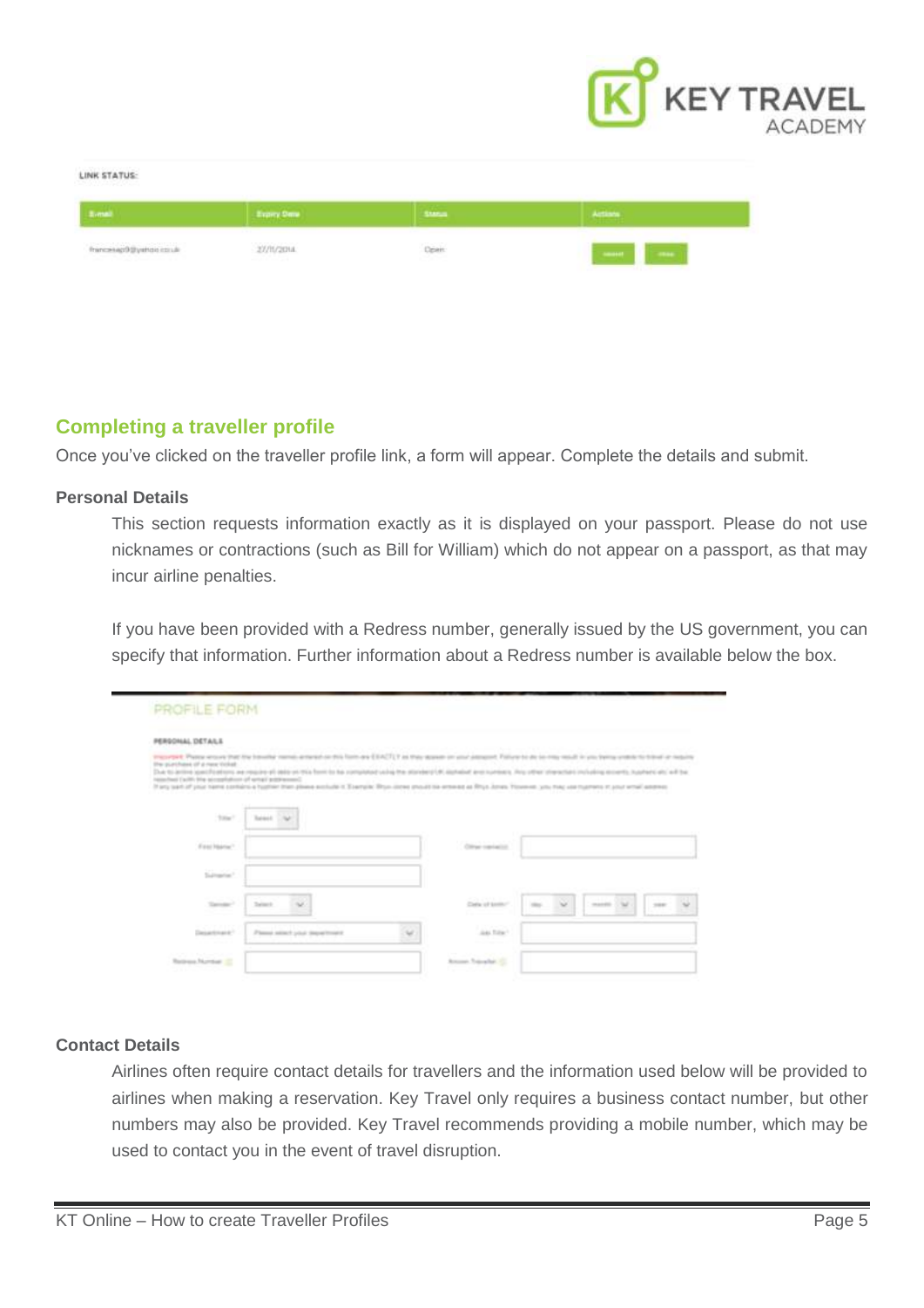LINK STATUS:

| E-mail | Expiry Date | Status | Actions |
| --- | --- | --- | --- |
| francesap9@yahoo.co.uk | 27/11/2014 | Open | |

## Completing a traveller profile

Once you've clicked on the traveller profile link, a form will appear. Complete the details and submit.

### Personal Details

This section requests information exactly as it is displayed on your passport. Please do not use nicknames or contractions (such as Bill for William) which do not appear on a passport, as that may incur airline penalties.

If you have been provided with a Redress number, generally issued by the US government, you can specify that information. Further information about a Redress number is available below the box.

PROFILE FORM

PERSONAL DETAILS

### Contact Details

Airlines often require contact details for travellers and the information used below will be provided to airlines when making a reservation. Key Travel only requires a business contact number, but other numbers may also be provided. Key Travel recommends providing a mobile number, which may be used to contact you in the event of travel disruption.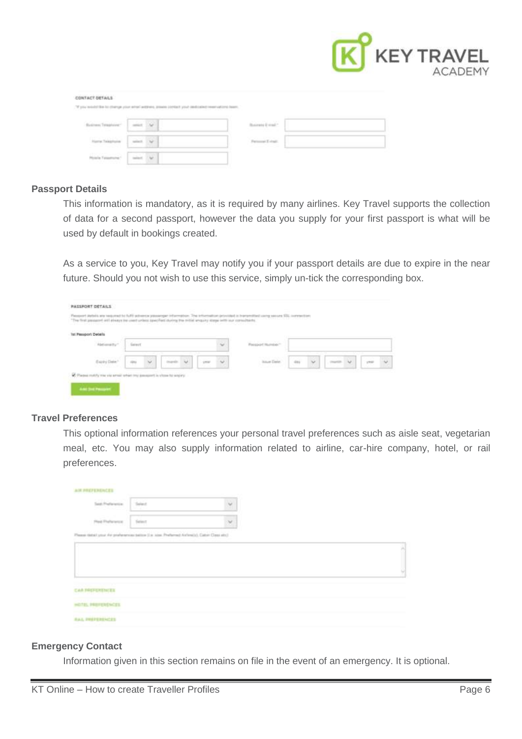## Passport Details

This information is mandatory, as it is required by many airlines. Key Travel supports the collection of data for a second passport, however the data you supply for your first passport is what will be used by default in bookings created.

As a service to you, Key Travel may notify you if your passport details are due to expire in the near future. Should you not wish to use this service, simply un-tick the corresponding box.

## Travel Preferences

This optional information references your personal travel preferences such as aisle seat, vegetarian meal, etc. You may also supply information related to airline, car-hire company, hotel, or rail preferences.

## Emergency Contact

Information given in this section remains on file in the event of an emergency. It is optional.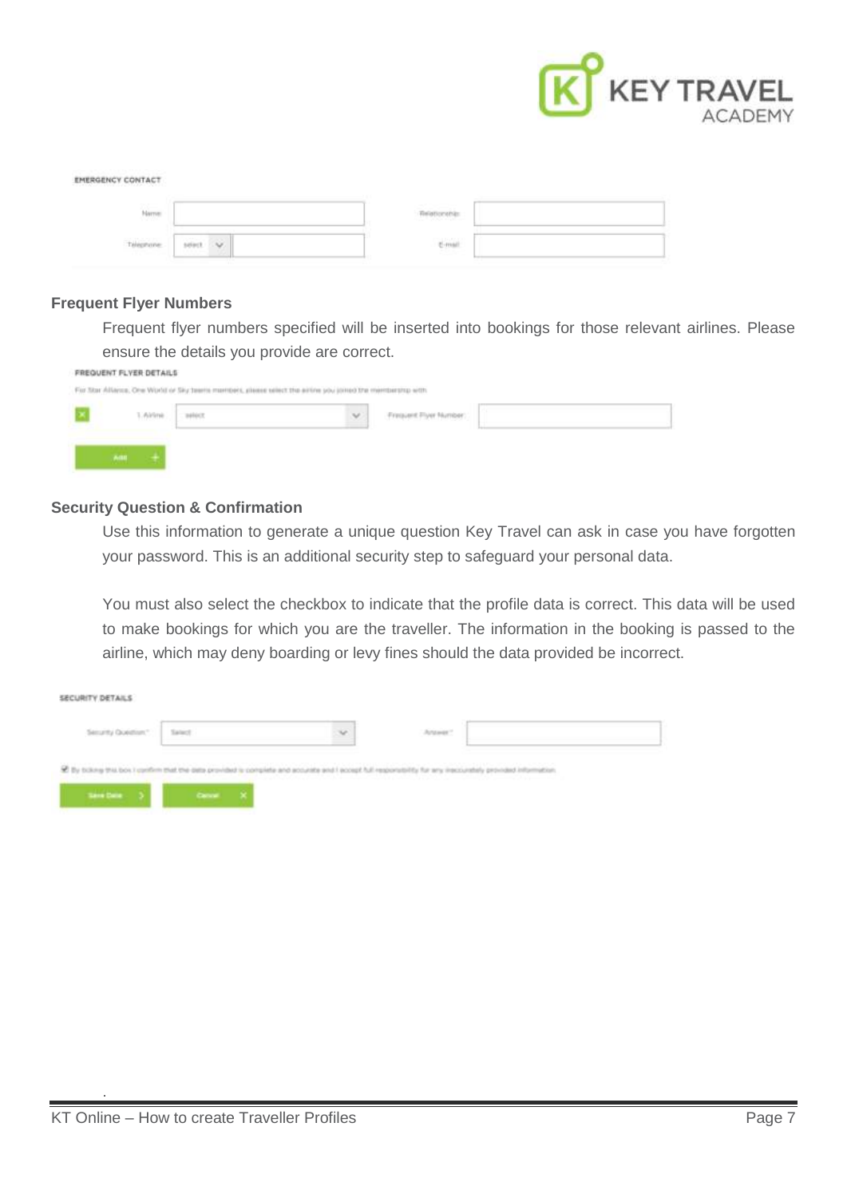EMERGENCY CONTACT

Name: Relationship:

Telephone: select E-mail:

### Frequent Flyer Numbers

Frequent flyer numbers specified will be inserted into bookings for those relevant airlines. Please ensure the details you provide are correct.

FREQUENT FLYER DETAILS

For Star Alliance, One World or Sky team members, please select the airline you joined the membership with.

1. Airline select Frequent Flyer Number

Add +

### Security Question & Confirmation

Use this information to generate a unique question Key Travel can ask in case you have forgotten your password. This is an additional security step to safeguard your personal data.

You must also select the checkbox to indicate that the profile data is correct. This data will be used to make bookings for which you are the traveller. The information in the booking is passed to the airline, which may deny boarding or levy fines should the data provided be incorrect.

SECURITY DETAILS

Security Question* Select Answer*

By ticking this box I confirm that the data provided is complete and accurate and I accept full responsibility for any inaccurately provided information.

Save Data Cancel